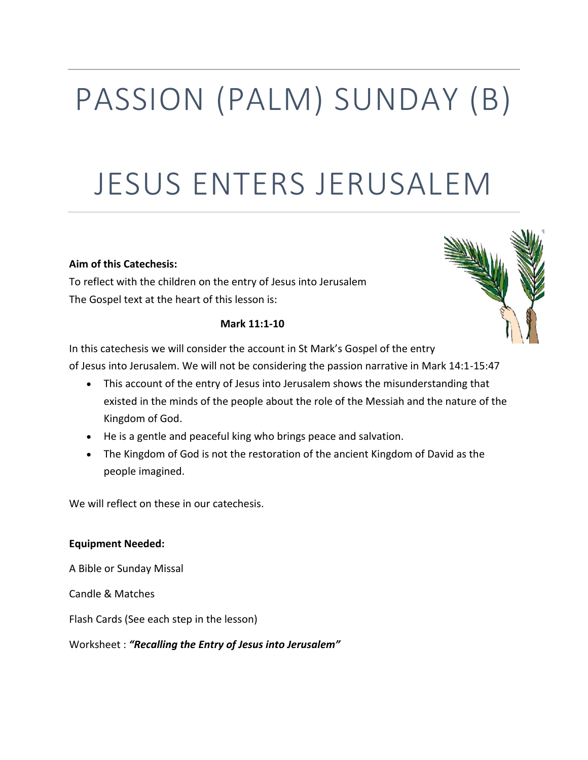# PASSION (PALM) SUNDAY (B)

# JESUS ENTERS JERUSALEM

**Aim of this Catechesis:**

To reflect with the children on the entry of Jesus into Jerusalem

The Gospel text at the heart of this lesson is:

**Mark 11:1-10**

In this catechesis we will consider the account in St Mark's Gospel of the entry of Jesus into Jerusalem. We will not be considering the passion narrative in Mark 14:1-15:47

- This account of the entry of Jesus into Jerusalem shows the misunderstanding that existed in the minds of the people about the role of the Messiah and the nature of the Kingdom of God.
- He is a gentle and peaceful king who brings peace and salvation.
- The Kingdom of God is not the restoration of the ancient Kingdom of David as the people imagined.

We will reflect on these in our catechesis.

**Equipment Needed:**

A Bible or Sunday Missal

Candle & Matches

Flash Cards (See each step in the lesson)

Worksheet : ***"Recalling the Entry of Jesus into Jerusalem"***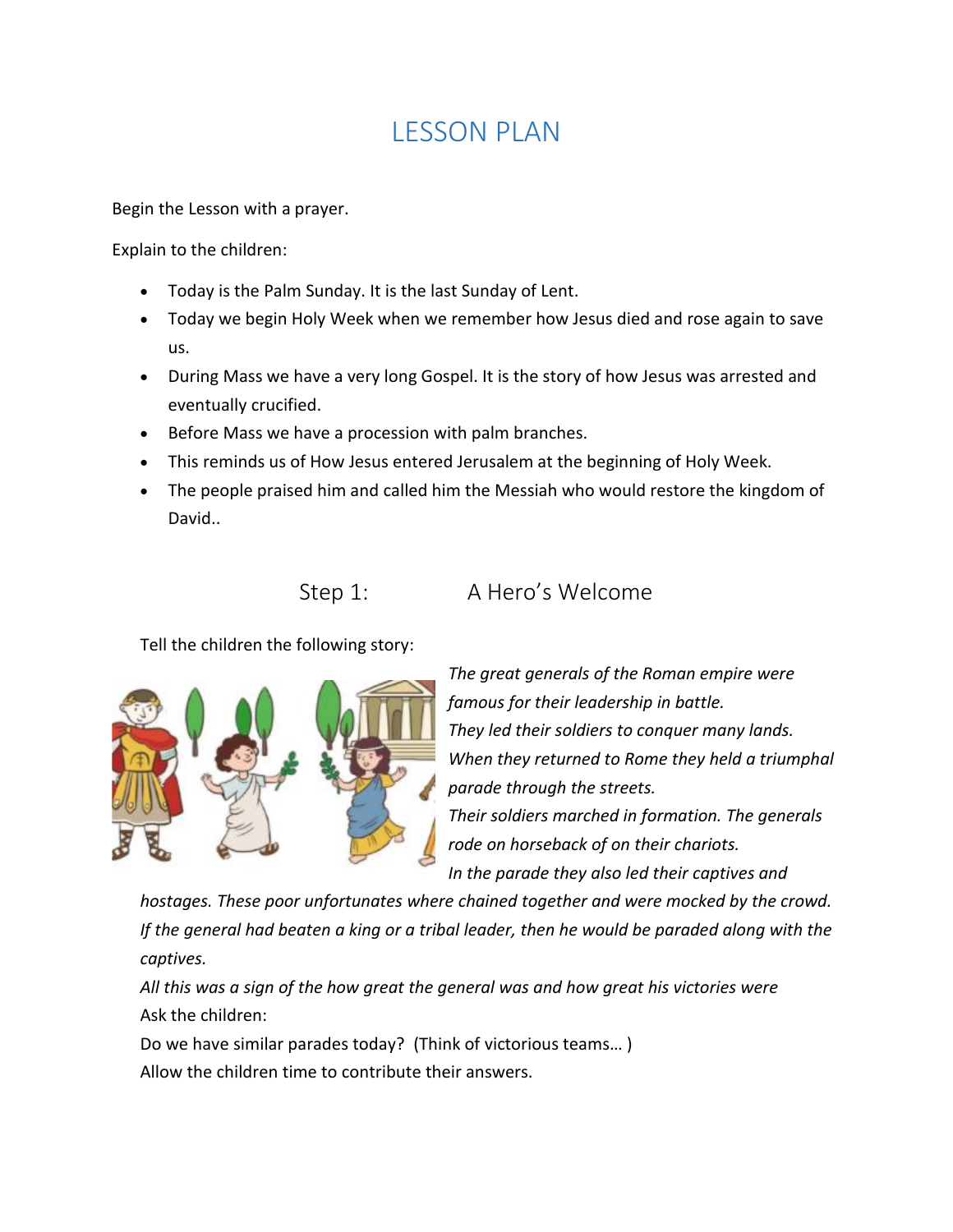# LESSON PLAN

Begin the Lesson with a prayer.

Explain to the children:

- Today is the Palm Sunday. It is the last Sunday of Lent.
- Today we begin Holy Week when we remember how Jesus died and rose again to save us.
- During Mass we have a very long Gospel. It is the story of how Jesus was arrested and eventually crucified.
- Before Mass we have a procession with palm branches.
- This reminds us of How Jesus entered Jerusalem at the beginning of Holy Week.
- The people praised him and called him the Messiah who would restore the kingdom of David..

## Step 1: A Hero's Welcome

Tell the children the following story:

*The great generals of the Roman empire were famous for their leadership in battle.*
*They led their soldiers to conquer many lands.*
*When they returned to Rome they held a triumphal parade through the streets.*
*Their soldiers marched in formation. The generals rode on horseback of on their chariots.*
*In the parade they also led their captives and hostages. These poor unfortunates where chained together and were mocked by the crowd.*
*If the general had beaten a king or a tribal leader, then he would be paraded along with the captives.*
*All this was a sign of the how great the general was and how great his victories were*

Ask the children:

Do we have similar parades today? (Think of victorious teams… )

Allow the children time to contribute their answers.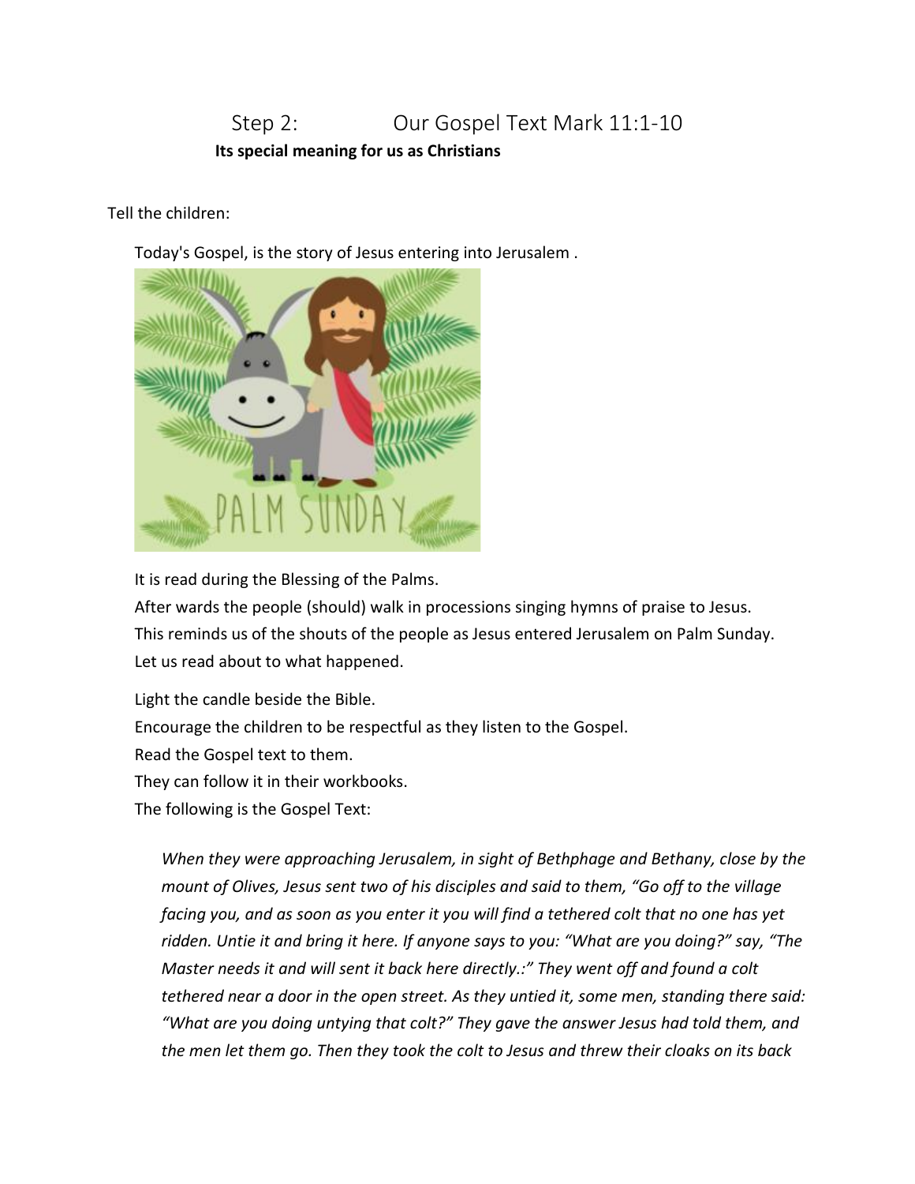## Step 2: Our Gospel Text Mark 11:1-10

**Its special meaning for us as Christians**

Tell the children:

Today's Gospel, is the story of Jesus entering into Jerusalem .

It is read during the Blessing of the Palms.
After wards the people (should) walk in processions singing hymns of praise to Jesus.
This reminds us of the shouts of the people as Jesus entered Jerusalem on Palm Sunday.
Let us read about to what happened.

Light the candle beside the Bible.
Encourage the children to be respectful as they listen to the Gospel.
Read the Gospel text to them.
They can follow it in their workbooks.
The following is the Gospel Text:

*When they were approaching Jerusalem, in sight of Bethphage and Bethany, close by the mount of Olives, Jesus sent two of his disciples and said to them, "Go off to the village facing you, and as soon as you enter it you will find a tethered colt that no one has yet ridden. Untie it and bring it here. If anyone says to you: "What are you doing?" say, "The Master needs it and will sent it back here directly.:" They went off and found a colt tethered near a door in the open street. As they untied it, some men, standing there said: "What are you doing untying that colt?" They gave the answer Jesus had told them, and the men let them go. Then they took the colt to Jesus and threw their cloaks on its back*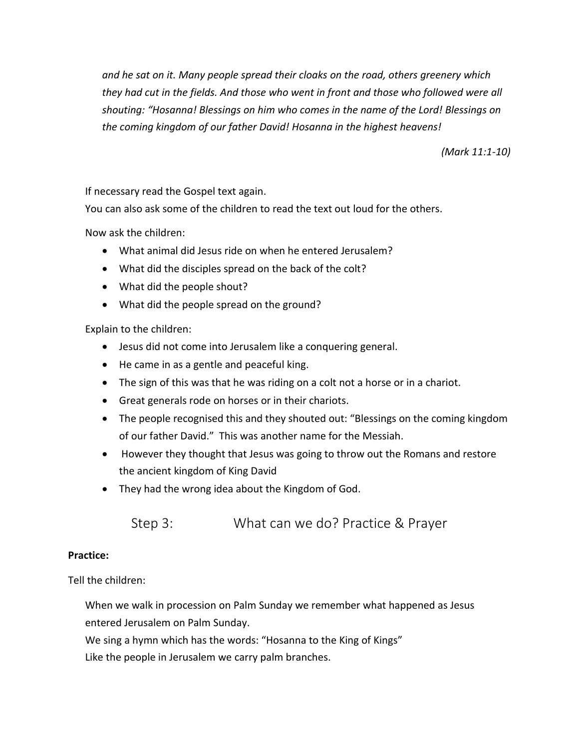*and he sat on it. Many people spread their cloaks on the road, others greenery which they had cut in the fields. And those who went in front and those who followed were all shouting: "Hosanna! Blessings on him who comes in the name of the Lord! Blessings on the coming kingdom of our father David! Hosanna in the highest heavens!*

*(Mark 11:1-10)*

If necessary read the Gospel text again.
You can also ask some of the children to read the text out loud for the others.

Now ask the children:

- What animal did Jesus ride on when he entered Jerusalem?
- What did the disciples spread on the back of the colt?
- What did the people shout?
- What did the people spread on the ground?

Explain to the children:

- Jesus did not come into Jerusalem like a conquering general.
- He came in as a gentle and peaceful king.
- The sign of this was that he was riding on a colt not a horse or in a chariot.
- Great generals rode on horses or in their chariots.
- The people recognised this and they shouted out: "Blessings on the coming kingdom of our father David." This was another name for the Messiah.
- However they thought that Jesus was going to throw out the Romans and restore the ancient kingdom of King David
- They had the wrong idea about the Kingdom of God.

## Step 3: What can we do? Practice & Prayer

**Practice:**

Tell the children:

When we walk in procession on Palm Sunday we remember what happened as Jesus entered Jerusalem on Palm Sunday.
We sing a hymn which has the words: "Hosanna to the King of Kings"
Like the people in Jerusalem we carry palm branches.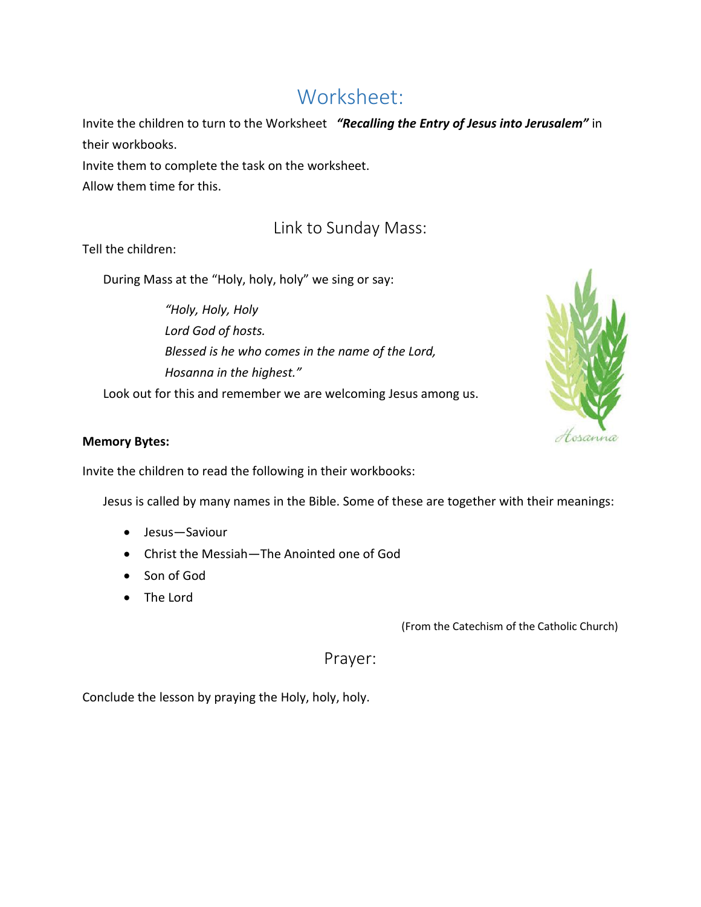## Worksheet:

Invite the children to turn to the Worksheet ***"Recalling the Entry of Jesus into Jerusalem"*** in their workbooks.

Invite them to complete the task on the worksheet.

Allow them time for this.

## Link to Sunday Mass:

Tell the children:

During Mass at the "Holy, holy, holy" we sing or say:

*"Holy, Holy, Holy*
*Lord God of hosts.*
*Blessed is he who comes in the name of the Lord,*
*Hosanna in the highest."*

Look out for this and remember we are welcoming Jesus among us.

Hosanna

**Memory Bytes:**

Invite the children to read the following in their workbooks:

Jesus is called by many names in the Bible. Some of these are together with their meanings:

- Jesus—Saviour
- Christ the Messiah—The Anointed one of God
- Son of God
- The Lord

(From the Catechism of the Catholic Church)

## Prayer:

Conclude the lesson by praying the Holy, holy, holy.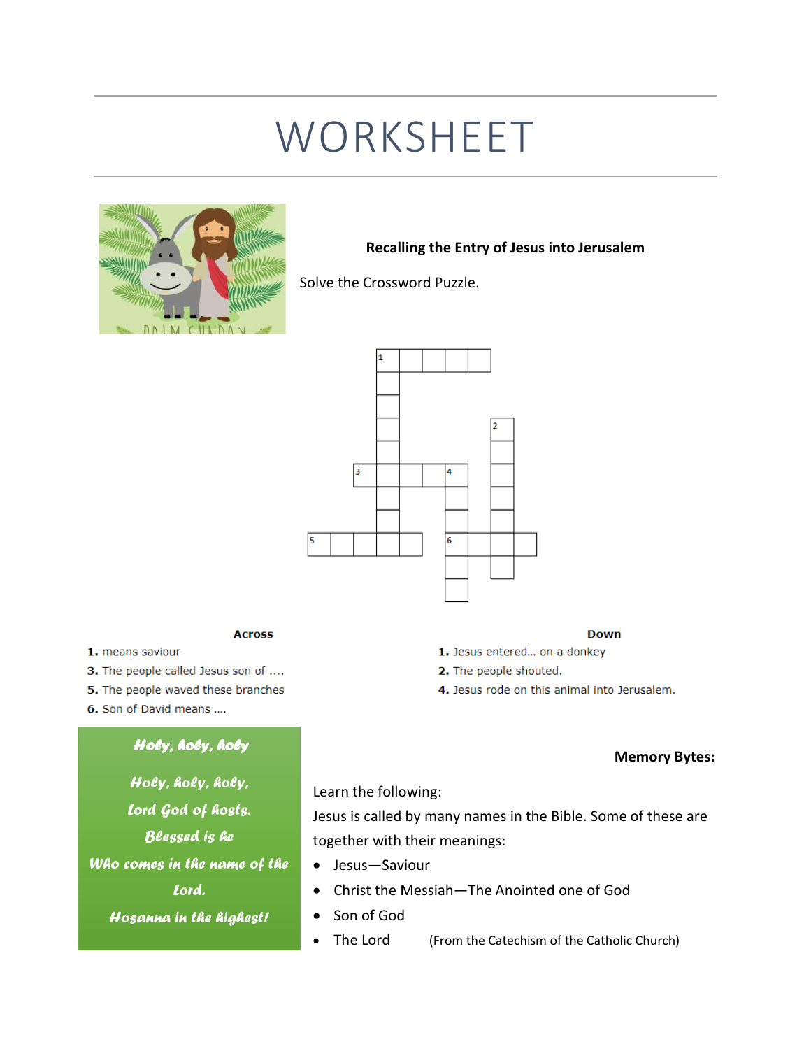# WORKSHEET

**Recalling the Entry of Jesus into Jerusalem**

Solve the Crossword Puzzle.

**Across**

**1.** means saviour

**3.** The people called Jesus son of ….

**5.** The people waved these branches

**6.** Son of David means ….

**Down**

**1.** Jesus entered… on a donkey

**2.** The people shouted.

**4.** Jesus rode on this animal into Jerusalem.

***Holy, holy, holy***

***Holy, holy, holy,***
***Lord God of hosts.***
***Blessed is he***
***Who comes in the name of the Lord.***
***Hosanna in the highest!***

**Memory Bytes:**

Learn the following:

Jesus is called by many names in the Bible. Some of these are together with their meanings:

- Jesus—Saviour
- Christ the Messiah—The Anointed one of God
- Son of God
- The Lord (From the Catechism of the Catholic Church)